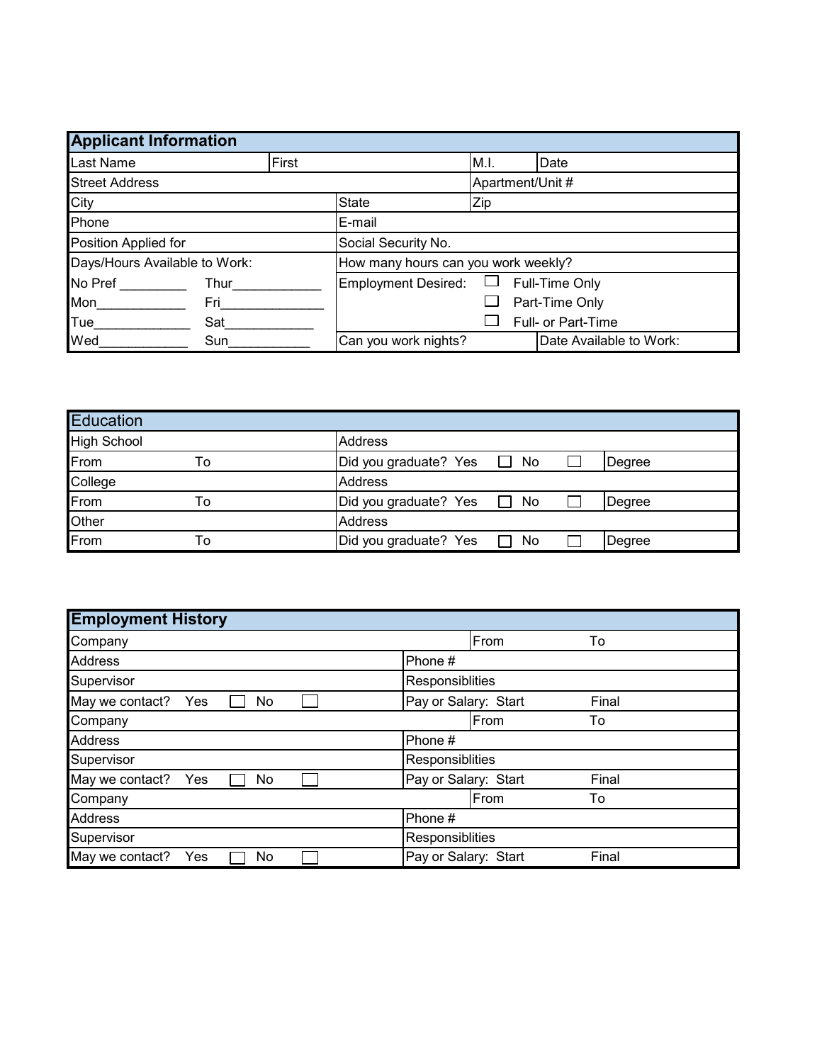## Applicant Information

| Last Name | First | M.I. | Date |
|---|---|---|---|
| Street Address | | Apartment/Unit # | |
| City | State | Zip | |
| Phone | E-mail | | |
| Position Applied for | Social Security No. | | |
| Days/Hours Available to Work: | How many hours can you work weekly? | | |
| No Pref _________ Thur____________ | Employment Desired: ☐ Full-Time Only | | |
| Mon____________ Fri______________ | ☐ Part-Time Only | | |
| Tue_____________ Sat____________ | ☐ Full- or Part-Time | | |
| Wed____________ Sun___________ | Can you work nights? | Date Available to Work: | |

## Education

| | | | |
|---|---|---|---|
| High School | | Address | |
| From | To | Did you graduate? Yes ☐ No ☐ | Degree |
| College | | Address | |
| From | To | Did you graduate? Yes ☐ No ☐ | Degree |
| Other | | Address | |
| From | To | Did you graduate? Yes ☐ No ☐ | Degree |

## Employment History

| | | | |
|---|---|---|---|
| Company | | From | To |
| Address | Phone # | | |
| Supervisor | Responsiblities | | |
| May we contact? Yes ☐ No ☐ | Pay or Salary: Start | | Final |
| Company | | From | To |
| Address | Phone # | | |
| Supervisor | Responsiblities | | |
| May we contact? Yes ☐ No ☐ | Pay or Salary: Start | | Final |
| Company | | From | To |
| Address | Phone # | | |
| Supervisor | Responsiblities | | |
| May we contact? Yes ☐ No ☐ | Pay or Salary: Start | | Final |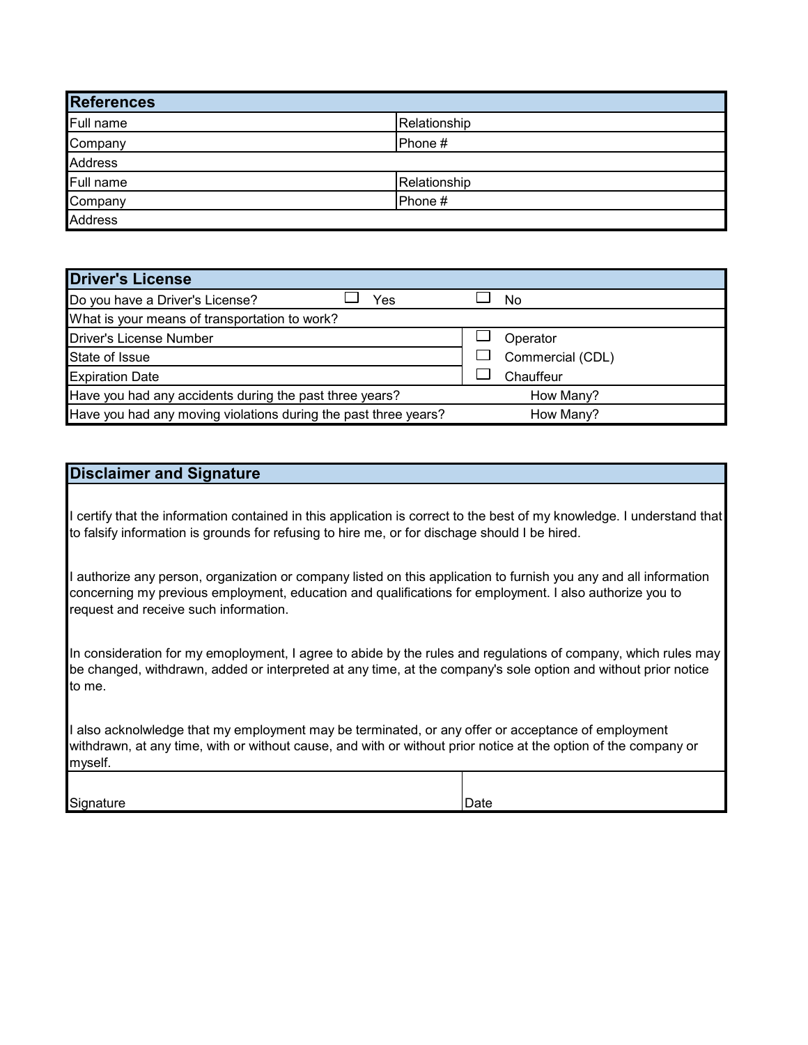## References

| | |
|---|---|
| Full name | Relationship |
| Company | Phone # |
| Address | |
| Full name | Relationship |
| Company | Phone # |
| Address | |

## Driver's License

| | | |
|---|---|---|
| Do you have a Driver's License? | ☐ Yes | ☐ No |
| What is your means of transportation to work? | | |
| Driver's License Number | | ☐ Operator |
| State of Issue | | ☐ Commercial (CDL) |
| Expiration Date | | ☐ Chauffeur |
| Have you had any accidents during the past three years? | | How Many? |
| Have you had any moving violations during the past three years? | | How Many? |

## Disclaimer and Signature

I certify that the information contained in this application is correct to the best of my knowledge. I understand that to falsify information is grounds for refusing to hire me, or for dischage should I be hired.

I authorize any person, organization or company listed on this application to furnish you any and all information concerning my previous employment, education and qualifications for employment. I also authorize you to request and receive such information.

In consideration for my emoployment, I agree to abide by the rules and regulations of company, which rules may be changed, withdrawn, added or interpreted at any time, at the company's sole option and without prior notice to me.

I also acknolwledge that my employment may be terminated, or any offer or acceptance of employment withdrawn, at any time, with or without cause, and with or without prior notice at the option of the company or myself.

| | |
|---|---|
| Signature | Date |